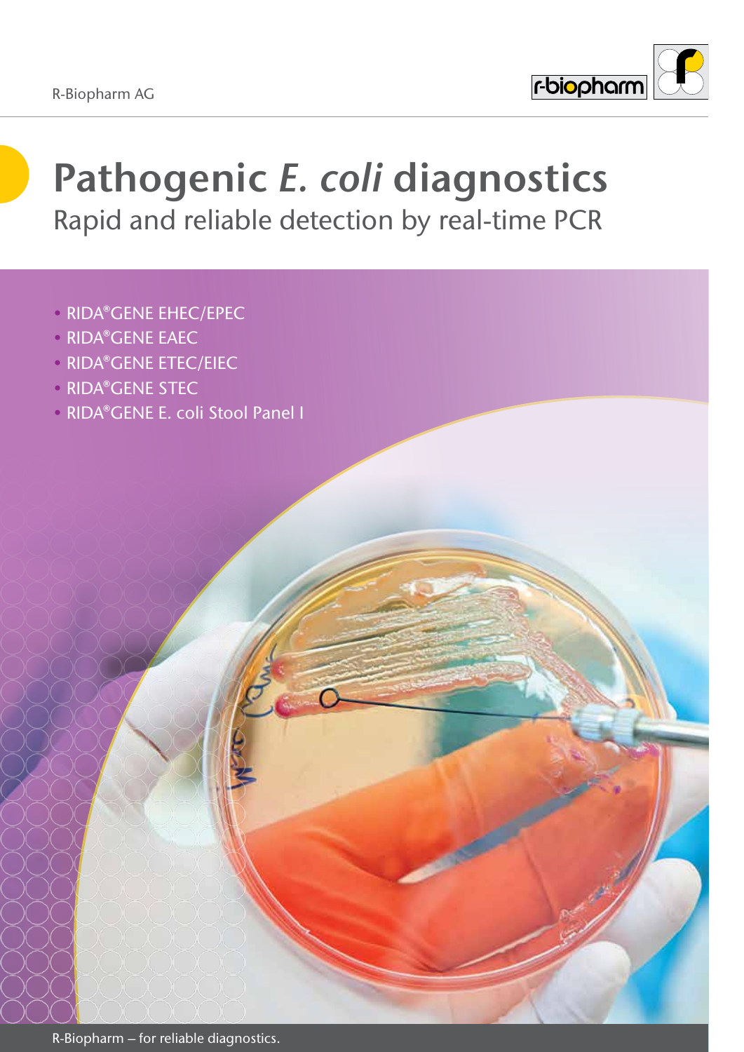R-Biopharm AG

# Pathogenic *E. coli* diagnostics

## Rapid and reliable detection by real-time PCR

- RIDA®GENE EHEC/EPEC
- RIDA®GENE EAEC
- RIDA®GENE ETEC/EIEC
- RIDA®GENE STEC
- RIDA®GENE E. coli Stool Panel I

R-Biopharm – for reliable diagnostics.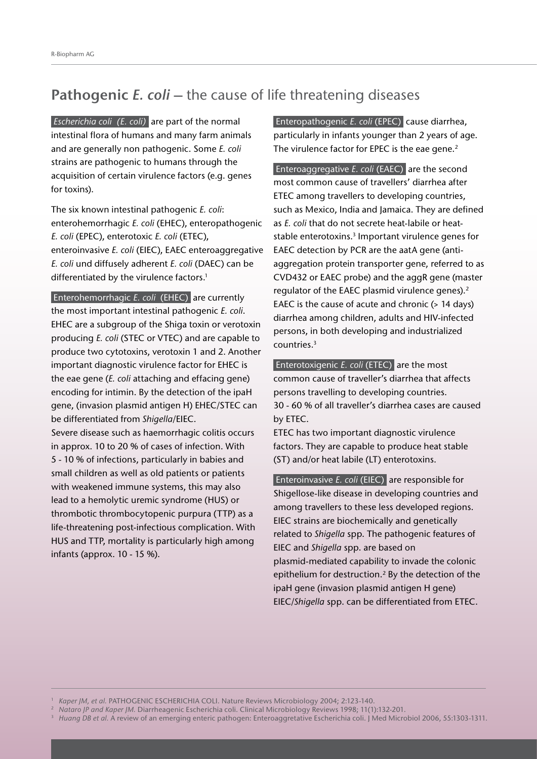## **Pathogenic *E. coli*** – the cause of life threatening diseases

*Escherichia coli (E. coli)* are part of the normal intestinal flora of humans and many farm animals and are generally non pathogenic. Some *E. coli* strains are pathogenic to humans through the acquisition of certain virulence factors (e.g. genes for toxins).

The six known intestinal pathogenic *E. coli*: enterohemorrhagic *E. coli* (EHEC), enteropathogenic *E. coli* (EPEC), enterotoxic *E. coli* (ETEC), enteroinvasive *E. coli* (EIEC), EAEC enteroaggregative *E. coli* und diffusely adherent *E. coli* (DAEC) can be differentiated by the virulence factors.[1]

Enterohemorrhagic *E. coli* (EHEC) are currently the most important intestinal pathogenic *E. coli*. EHEC are a subgroup of the Shiga toxin or verotoxin producing *E. coli* (STEC or VTEC) and are capable to produce two cytotoxins, verotoxin 1 and 2. Another important diagnostic virulence factor for EHEC is the eae gene (*E. coli* attaching and effacing gene) encoding for intimin. By the detection of the ipaH gene, (invasion plasmid antigen H) EHEC/STEC can be differentiated from *Shigella*/EIEC.

Severe disease such as haemorrhagic colitis occurs in approx. 10 to 20 % of cases of infection. With 5 - 10 % of infections, particularly in babies and small children as well as old patients or patients with weakened immune systems, this may also lead to a hemolytic uremic syndrome (HUS) or thrombotic thrombocytopenic purpura (TTP) as a life-threatening post-infectious complication. With HUS and TTP, mortality is particularly high among infants (approx. 10 - 15 %).

Enteropathogenic *E. coli* (EPEC) cause diarrhea, particularly in infants younger than 2 years of age. The virulence factor for EPEC is the eae gene.[2]

Enteroaggregative *E. coli* (EAEC) are the second most common cause of travellers' diarrhea after ETEC among travellers to developing countries, such as Mexico, India and Jamaica. They are defined as *E. coli* that do not secrete heat-labile or heat-stable enterotoxins.[3] Important virulence genes for EAEC detection by PCR are the aatA gene (anti-aggregation protein transporter gene, referred to as CVD432 or EAEC probe) and the aggR gene (master regulator of the EAEC plasmid virulence genes).[2] EAEC is the cause of acute and chronic (> 14 days) diarrhea among children, adults and HIV-infected persons, in both developing and industrialized countries.[3]

Enterotoxigenic *E. coli* (ETEC) are the most common cause of traveller's diarrhea that affects persons travelling to developing countries. 30 - 60 % of all traveller's diarrhea cases are caused by ETEC.

ETEC has two important diagnostic virulence factors. They are capable to produce heat stable (ST) and/or heat labile (LT) enterotoxins.

Enteroinvasive *E. coli* (EIEC) are responsible for Shigellose-like disease in developing countries and among travellers to these less developed regions. EIEC strains are biochemically and genetically related to *Shigella* spp. The pathogenic features of EIEC and *Shigella* spp. are based on plasmid-mediated capability to invade the colonic epithelium for destruction.[2] By the detection of the ipaH gene (invasion plasmid antigen H gene) EIEC/*Shigella* spp. can be differentiated from ETEC.

---

[1] *Kaper JM, et al.* PATHOGENIC ESCHERICHIA COLI. Nature Reviews Microbiology 2004; 2:123-140.
[2] *Nataro JP and Kaper JM.* Diarrheagenic Escherichia coli. Clinical Microbiology Reviews 1998; 11(1):132-201.
[3] *Huang DB et al.* A review of an emerging enteric pathogen: Enteroaggretative Escherichia coli. J Med Microbiol 2006, 55:1303-1311.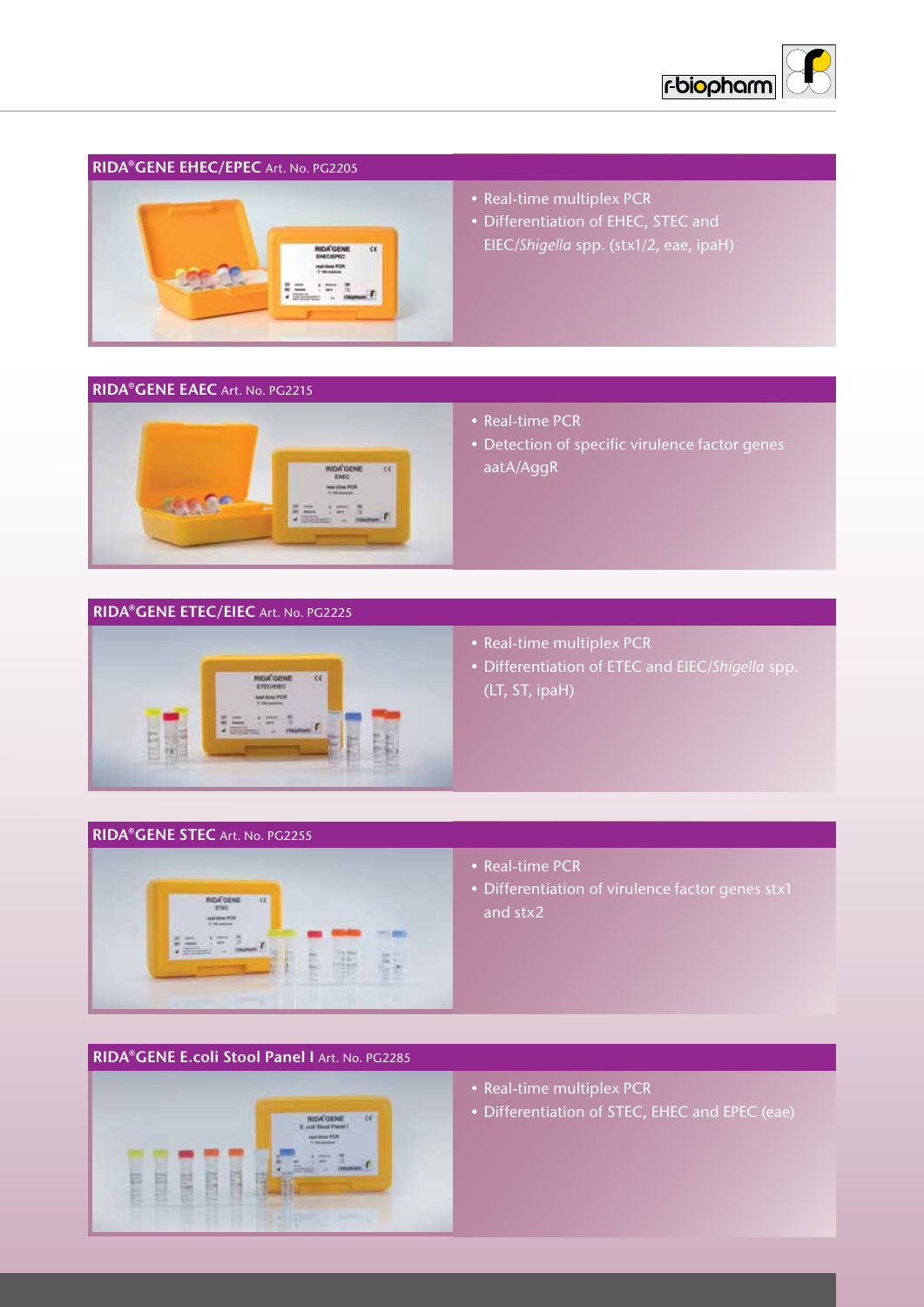## RIDA®GENE EHEC/EPEC Art. No. PG2205

- Real-time multiplex PCR
- Differentiation of EHEC, STEC and EIEC/*Shigella* spp. (stx1/2, eae, ipaH)

## RIDA®GENE EAEC Art. No. PG2215

- Real-time PCR
- Detection of specific virulence factor genes aatA/AggR

## RIDA®GENE ETEC/EIEC Art. No. PG2225

- Real-time multiplex PCR
- Differentiation of ETEC and EIEC/*Shigella* spp. (LT, ST, ipaH)

## RIDA®GENE STEC Art. No. PG2255

- Real-time PCR
- Differentiation of virulence factor genes stx1 and stx2

## RIDA®GENE E.coli Stool Panel I Art. No. PG2285

- Real-time multiplex PCR
- Differentiation of STEC, EHEC and EPEC (eae)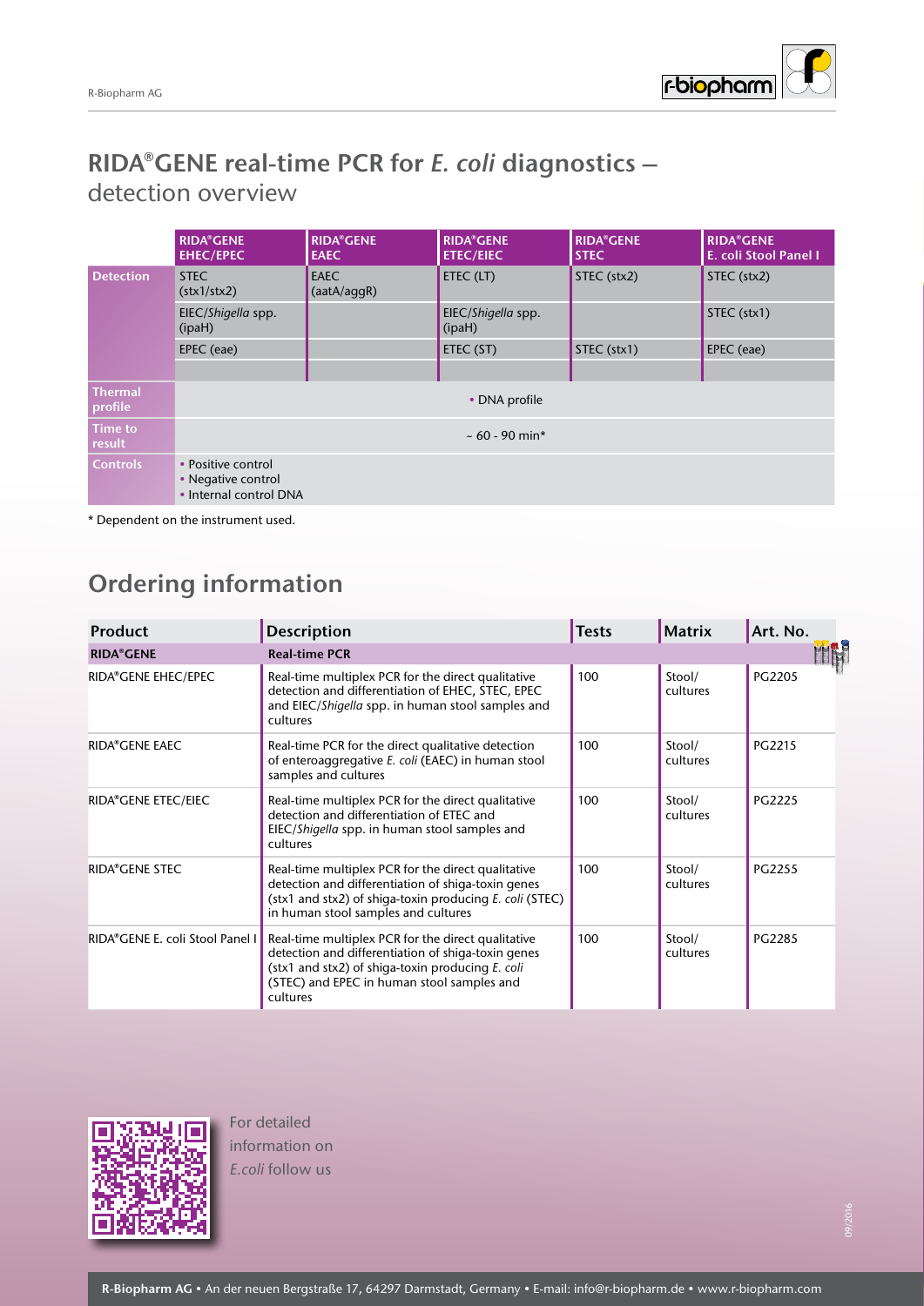# RIDA®GENE real-time PCR for *E. coli* diagnostics – detection overview

| | RIDA®GENE EHEC/EPEC | RIDA®GENE EAEC | RIDA®GENE ETEC/EIEC | RIDA®GENE STEC | RIDA®GENE E. coli Stool Panel I |
|---|---|---|---|---|---|
| **Detection** | STEC (stx1/stx2) | EAEC (aatA/aggR) | ETEC (LT) | STEC (stx2) | STEC (stx2) |
| | EIEC/*Shigella* spp. (ipaH) | | EIEC/*Shigella* spp. (ipaH) | | STEC (stx1) |
| | EPEC (eae) | | ETEC (ST) | STEC (stx1) | EPEC (eae) |
| | | | | | |
| **Thermal profile** | • DNA profile | | | | |
| **Time to result** | ~ 60 - 90 min* | | | | |
| **Controls** | • Positive control<br>• Negative control<br>• Internal control DNA | | | | |

\* Dependent on the instrument used.

## Ordering information

| Product | Description | Tests | Matrix | Art. No. |
|---|---|---|---|---|
| **RIDA®GENE** | **Real-time PCR** | | | |
| RIDA®GENE EHEC/EPEC | Real-time multiplex PCR for the direct qualitative detection and differentiation of EHEC, STEC, EPEC and EIEC/*Shigella* spp. in human stool samples and cultures | 100 | Stool/ cultures | PG2205 |
| RIDA®GENE EAEC | Real-time PCR for the direct qualitative detection of enteroaggregative *E. coli* (EAEC) in human stool samples and cultures | 100 | Stool/ cultures | PG2215 |
| RIDA®GENE ETEC/EIEC | Real-time multiplex PCR for the direct qualitative detection and differentiation of ETEC and EIEC/*Shigella* spp. in human stool samples and cultures | 100 | Stool/ cultures | PG2225 |
| RIDA®GENE STEC | Real-time multiplex PCR for the direct qualitative detection and differentiation of shiga-toxin genes (stx1 and stx2) of shiga-toxin producing *E. coli* (STEC) in human stool samples and cultures | 100 | Stool/ cultures | PG2255 |
| RIDA®GENE E. coli Stool Panel I | Real-time multiplex PCR for the direct qualitative detection and differentiation of shiga-toxin genes (stx1 and stx2) of shiga-toxin producing *E. coli* (STEC) and EPEC in human stool samples and cultures | 100 | Stool/ cultures | PG2285 |

For detailed information on *E.coli* follow us

09/2016

**R-Biopharm AG** • An der neuen Bergstraße 17, 64297 Darmstadt, Germany • E-mail: info@r-biopharm.de • www.r-biopharm.com